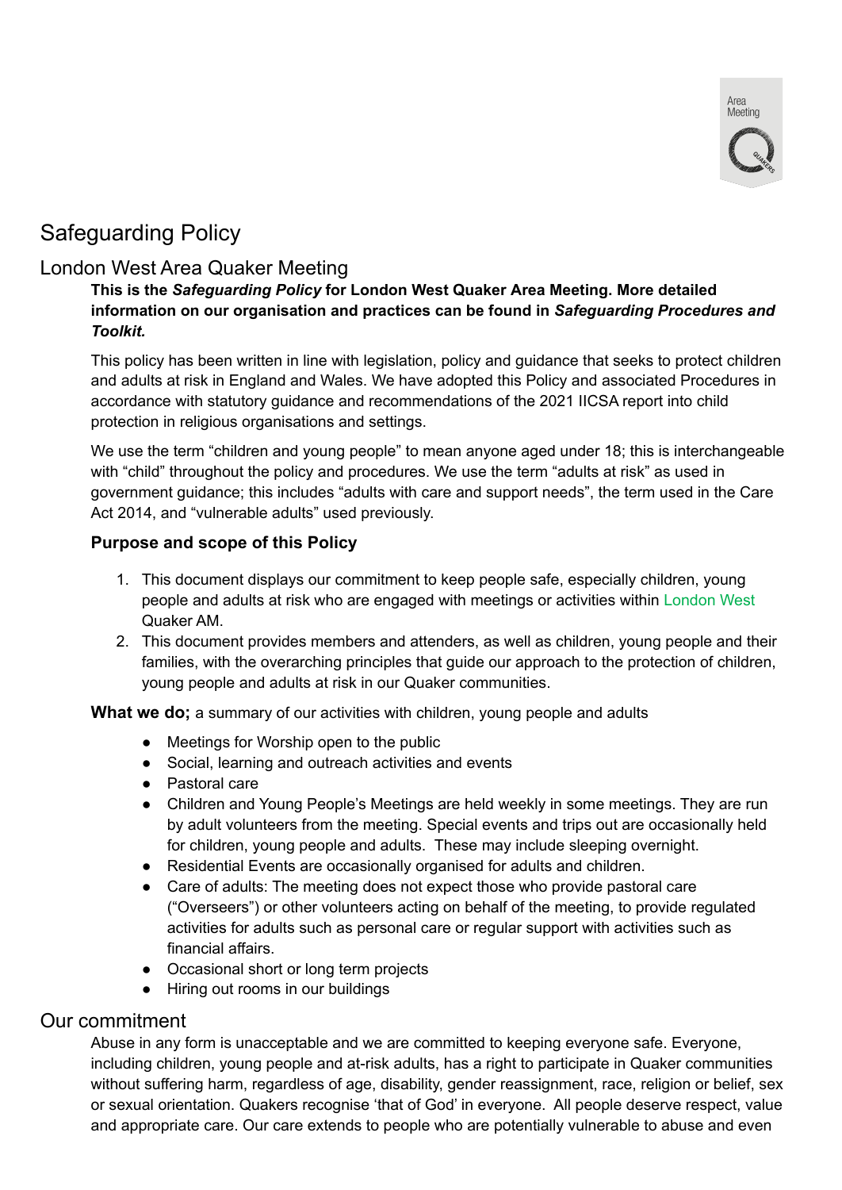# Safeguarding Policy

## London West Area Quaker Meeting

**This is the *Safeguarding Policy* for London West Quaker Area Meeting. More detailed information on our organisation and practices can be found in *Safeguarding Procedures and Toolkit.***

This policy has been written in line with legislation, policy and guidance that seeks to protect children and adults at risk in England and Wales. We have adopted this Policy and associated Procedures in accordance with statutory guidance and recommendations of the 2021 IICSA report into child protection in religious organisations and settings.

We use the term "children and young people" to mean anyone aged under 18; this is interchangeable with "child" throughout the policy and procedures. We use the term "adults at risk" as used in government guidance; this includes "adults with care and support needs", the term used in the Care Act 2014, and "vulnerable adults" used previously.

### Purpose and scope of this Policy

1. This document displays our commitment to keep people safe, especially children, young people and adults at risk who are engaged with meetings or activities within London West Quaker AM.
2. This document provides members and attenders, as well as children, young people and their families, with the overarching principles that guide our approach to the protection of children, young people and adults at risk in our Quaker communities.

**What we do;** a summary of our activities with children, young people and adults

- Meetings for Worship open to the public
- Social, learning and outreach activities and events
- Pastoral care
- Children and Young People's Meetings are held weekly in some meetings. They are run by adult volunteers from the meeting. Special events and trips out are occasionally held for children, young people and adults. These may include sleeping overnight.
- Residential Events are occasionally organised for adults and children.
- Care of adults: The meeting does not expect those who provide pastoral care ("Overseers") or other volunteers acting on behalf of the meeting, to provide regulated activities for adults such as personal care or regular support with activities such as financial affairs.
- Occasional short or long term projects
- Hiring out rooms in our buildings

## Our commitment

Abuse in any form is unacceptable and we are committed to keeping everyone safe. Everyone, including children, young people and at-risk adults, has a right to participate in Quaker communities without suffering harm, regardless of age, disability, gender reassignment, race, religion or belief, sex or sexual orientation. Quakers recognise 'that of God' in everyone. All people deserve respect, value and appropriate care. Our care extends to people who are potentially vulnerable to abuse and even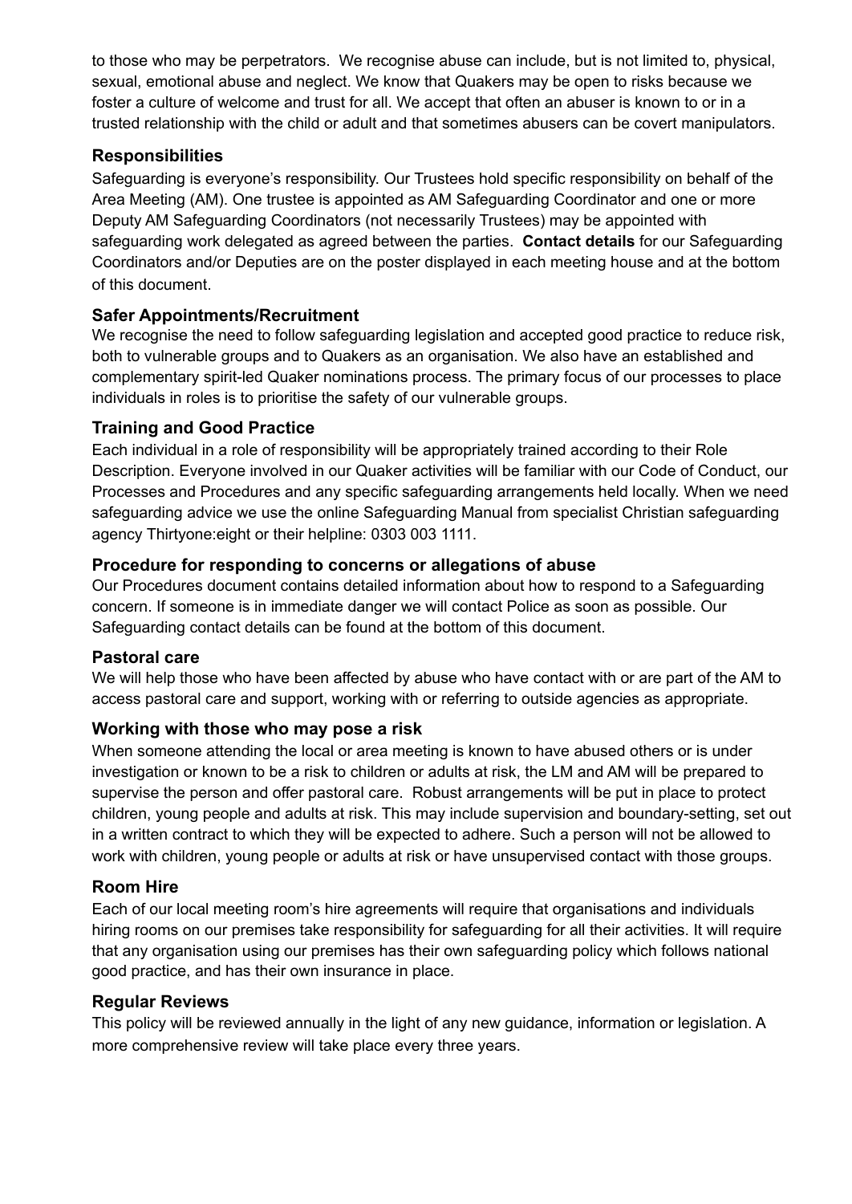to those who may be perpetrators. We recognise abuse can include, but is not limited to, physical, sexual, emotional abuse and neglect. We know that Quakers may be open to risks because we foster a culture of welcome and trust for all. We accept that often an abuser is known to or in a trusted relationship with the child or adult and that sometimes abusers can be covert manipulators.

### Responsibilities

Safeguarding is everyone's responsibility. Our Trustees hold specific responsibility on behalf of the Area Meeting (AM). One trustee is appointed as AM Safeguarding Coordinator and one or more Deputy AM Safeguarding Coordinators (not necessarily Trustees) may be appointed with safeguarding work delegated as agreed between the parties. **Contact details** for our Safeguarding Coordinators and/or Deputies are on the poster displayed in each meeting house and at the bottom of this document.

### Safer Appointments/Recruitment

We recognise the need to follow safeguarding legislation and accepted good practice to reduce risk, both to vulnerable groups and to Quakers as an organisation. We also have an established and complementary spirit-led Quaker nominations process. The primary focus of our processes to place individuals in roles is to prioritise the safety of our vulnerable groups.

### Training and Good Practice

Each individual in a role of responsibility will be appropriately trained according to their Role Description. Everyone involved in our Quaker activities will be familiar with our Code of Conduct, our Processes and Procedures and any specific safeguarding arrangements held locally. When we need safeguarding advice we use the online Safeguarding Manual from specialist Christian safeguarding agency Thirtyone:eight or their helpline: 0303 003 1111.

### Procedure for responding to concerns or allegations of abuse

Our Procedures document contains detailed information about how to respond to a Safeguarding concern. If someone is in immediate danger we will contact Police as soon as possible. Our Safeguarding contact details can be found at the bottom of this document.

### Pastoral care

We will help those who have been affected by abuse who have contact with or are part of the AM to access pastoral care and support, working with or referring to outside agencies as appropriate.

### Working with those who may pose a risk

When someone attending the local or area meeting is known to have abused others or is under investigation or known to be a risk to children or adults at risk, the LM and AM will be prepared to supervise the person and offer pastoral care. Robust arrangements will be put in place to protect children, young people and adults at risk. This may include supervision and boundary-setting, set out in a written contract to which they will be expected to adhere. Such a person will not be allowed to work with children, young people or adults at risk or have unsupervised contact with those groups.

### Room Hire

Each of our local meeting room's hire agreements will require that organisations and individuals hiring rooms on our premises take responsibility for safeguarding for all their activities. It will require that any organisation using our premises has their own safeguarding policy which follows national good practice, and has their own insurance in place.

### Regular Reviews

This policy will be reviewed annually in the light of any new guidance, information or legislation. A more comprehensive review will take place every three years.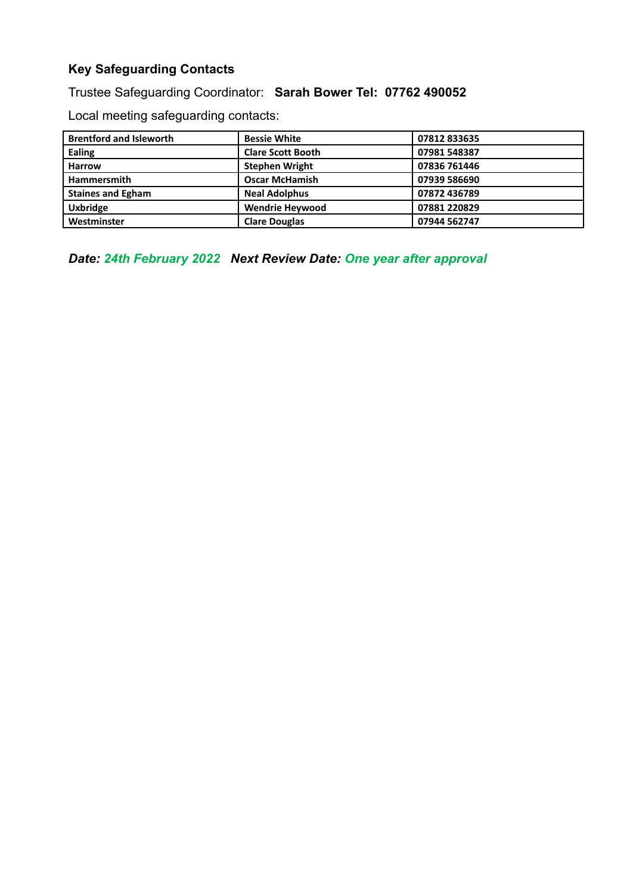### Key Safeguarding Contacts

Trustee Safeguarding Coordinator: **Sarah Bower Tel: 07762 490052**

Local meeting safeguarding contacts:

| | | |
|---|---|---|
| **Brentford and Isleworth** | **Bessie White** | **07812 833635** |
| **Ealing** | **Clare Scott Booth** | **07981 548387** |
| **Harrow** | **Stephen Wright** | **07836 761446** |
| **Hammersmith** | **Oscar McHamish** | **07939 586690** |
| **Staines and Egham** | **Neal Adolphus** | **07872 436789** |
| **Uxbridge** | **Wendrie Heywood** | **07881 220829** |
| **Westminster** | **Clare Douglas** | **07944 562747** |

***Date: 24th February 2022 Next Review Date: One year after approval***